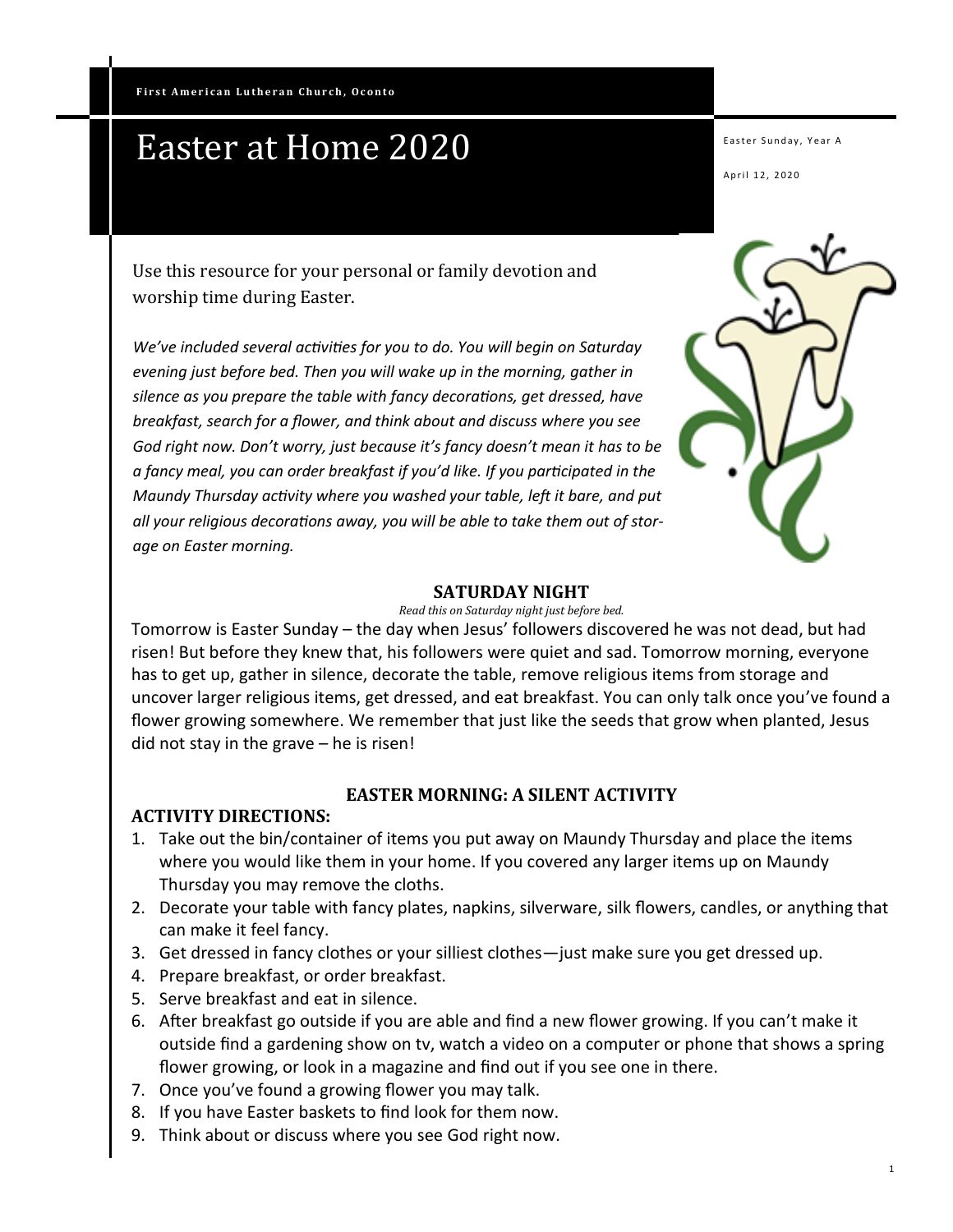First American Lutheran Church, Oconto

# Easter at Home 2020

Easter Sunday, Year A

April 12, 2020

Use this resource for your personal or family devotion and worship time during Easter.

*We've included several activities for you to do. You will begin on Saturday evening just before bed. Then you will wake up in the morning, gather in silence as you prepare the table with fancy decorations, get dressed, have breakfast, search for a flower, and think about and discuss where you see God right now. Don't worry, just because it's fancy doesn't mean it has to be a fancy meal, you can order breakfast if you'd like. If you participated in the Maundy Thursday activity where you washed your table, left it bare, and put all your religious decorations away, you will be able to take them out of storage on Easter morning.*

## SATURDAY NIGHT

*Read this on Saturday night just before bed.*

Tomorrow is Easter Sunday – the day when Jesus' followers discovered he was not dead, but had risen! But before they knew that, his followers were quiet and sad. Tomorrow morning, everyone has to get up, gather in silence, decorate the table, remove religious items from storage and uncover larger religious items, get dressed, and eat breakfast. You can only talk once you've found a flower growing somewhere. We remember that just like the seeds that grow when planted, Jesus did not stay in the grave – he is risen!

## EASTER MORNING: A SILENT ACTIVITY

### ACTIVITY DIRECTIONS:

1. Take out the bin/container of items you put away on Maundy Thursday and place the items where you would like them in your home. If you covered any larger items up on Maundy Thursday you may remove the cloths.
2. Decorate your table with fancy plates, napkins, silverware, silk flowers, candles, or anything that can make it feel fancy.
3. Get dressed in fancy clothes or your silliest clothes—just make sure you get dressed up.
4. Prepare breakfast, or order breakfast.
5. Serve breakfast and eat in silence.
6. After breakfast go outside if you are able and find a new flower growing. If you can't make it outside find a gardening show on tv, watch a video on a computer or phone that shows a spring flower growing, or look in a magazine and find out if you see one in there.
7. Once you've found a growing flower you may talk.
8. If you have Easter baskets to find look for them now.
9. Think about or discuss where you see God right now.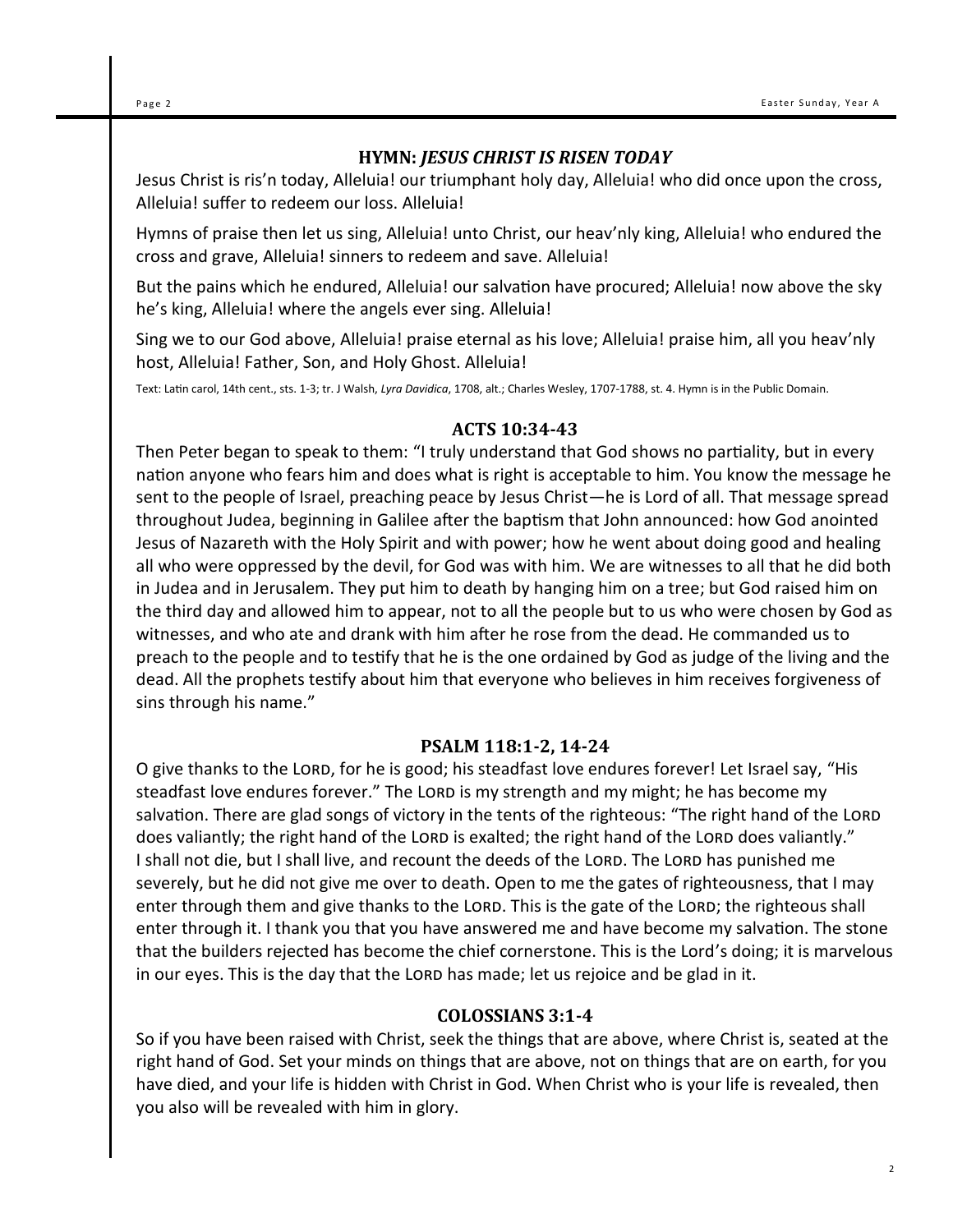### HYMN: *JESUS CHRIST IS RISEN TODAY*

Jesus Christ is ris'n today, Alleluia! our triumphant holy day, Alleluia! who did once upon the cross, Alleluia! suffer to redeem our loss. Alleluia!

Hymns of praise then let us sing, Alleluia! unto Christ, our heav'nly king, Alleluia! who endured the cross and grave, Alleluia! sinners to redeem and save. Alleluia!

But the pains which he endured, Alleluia! our salvation have procured; Alleluia! now above the sky he's king, Alleluia! where the angels ever sing. Alleluia!

Sing we to our God above, Alleluia! praise eternal as his love; Alleluia! praise him, all you heav'nly host, Alleluia! Father, Son, and Holy Ghost. Alleluia!

Text: Latin carol, 14th cent., sts. 1-3; tr. J Walsh, *Lyra Davidica*, 1708, alt.; Charles Wesley, 1707-1788, st. 4. Hymn is in the Public Domain.

### ACTS 10:34-43

Then Peter began to speak to them: "I truly understand that God shows no partiality, but in every nation anyone who fears him and does what is right is acceptable to him. You know the message he sent to the people of Israel, preaching peace by Jesus Christ—he is Lord of all. That message spread throughout Judea, beginning in Galilee after the baptism that John announced: how God anointed Jesus of Nazareth with the Holy Spirit and with power; how he went about doing good and healing all who were oppressed by the devil, for God was with him. We are witnesses to all that he did both in Judea and in Jerusalem. They put him to death by hanging him on a tree; but God raised him on the third day and allowed him to appear, not to all the people but to us who were chosen by God as witnesses, and who ate and drank with him after he rose from the dead. He commanded us to preach to the people and to testify that he is the one ordained by God as judge of the living and the dead. All the prophets testify about him that everyone who believes in him receives forgiveness of sins through his name."

### PSALM 118:1-2, 14-24

O give thanks to the LORD, for he is good; his steadfast love endures forever! Let Israel say, "His steadfast love endures forever." The LORD is my strength and my might; he has become my salvation. There are glad songs of victory in the tents of the righteous: "The right hand of the LORD does valiantly; the right hand of the LORD is exalted; the right hand of the LORD does valiantly." I shall not die, but I shall live, and recount the deeds of the LORD. The LORD has punished me severely, but he did not give me over to death. Open to me the gates of righteousness, that I may enter through them and give thanks to the LORD. This is the gate of the LORD; the righteous shall enter through it. I thank you that you have answered me and have become my salvation. The stone that the builders rejected has become the chief cornerstone. This is the Lord's doing; it is marvelous in our eyes. This is the day that the LORD has made; let us rejoice and be glad in it.

### COLOSSIANS 3:1-4

So if you have been raised with Christ, seek the things that are above, where Christ is, seated at the right hand of God. Set your minds on things that are above, not on things that are on earth, for you have died, and your life is hidden with Christ in God. When Christ who is your life is revealed, then you also will be revealed with him in glory.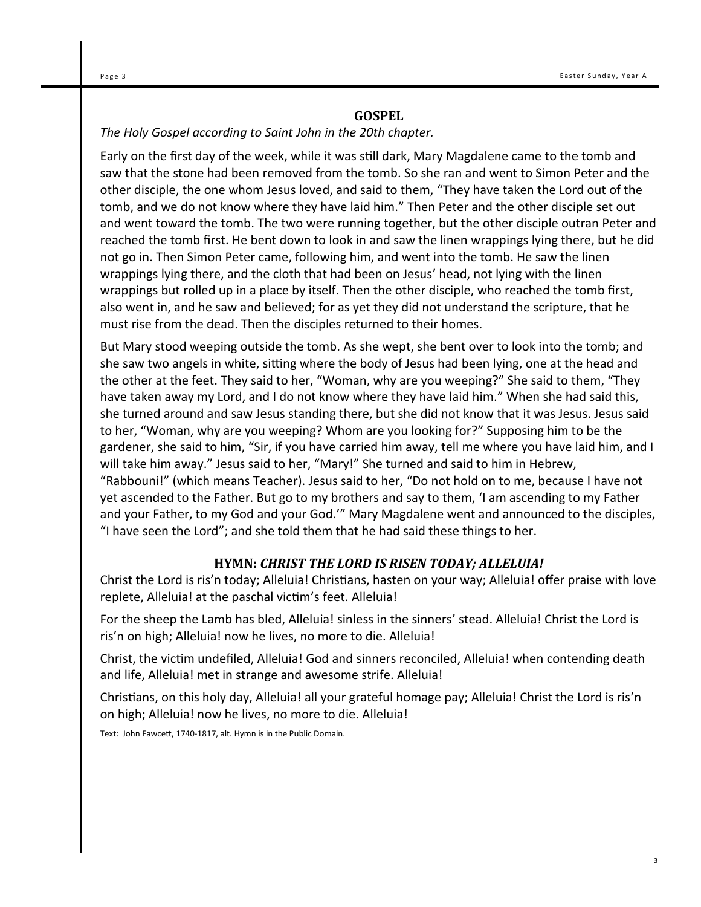## GOSPEL

*The Holy Gospel according to Saint John in the 20th chapter.*

Early on the first day of the week, while it was still dark, Mary Magdalene came to the tomb and saw that the stone had been removed from the tomb. So she ran and went to Simon Peter and the other disciple, the one whom Jesus loved, and said to them, "They have taken the Lord out of the tomb, and we do not know where they have laid him." Then Peter and the other disciple set out and went toward the tomb. The two were running together, but the other disciple outran Peter and reached the tomb first. He bent down to look in and saw the linen wrappings lying there, but he did not go in. Then Simon Peter came, following him, and went into the tomb. He saw the linen wrappings lying there, and the cloth that had been on Jesus' head, not lying with the linen wrappings but rolled up in a place by itself. Then the other disciple, who reached the tomb first, also went in, and he saw and believed; for as yet they did not understand the scripture, that he must rise from the dead. Then the disciples returned to their homes.

But Mary stood weeping outside the tomb. As she wept, she bent over to look into the tomb; and she saw two angels in white, sitting where the body of Jesus had been lying, one at the head and the other at the feet. They said to her, "Woman, why are you weeping?" She said to them, "They have taken away my Lord, and I do not know where they have laid him." When she had said this, she turned around and saw Jesus standing there, but she did not know that it was Jesus. Jesus said to her, "Woman, why are you weeping? Whom are you looking for?" Supposing him to be the gardener, she said to him, "Sir, if you have carried him away, tell me where you have laid him, and I will take him away." Jesus said to her, "Mary!" She turned and said to him in Hebrew, "Rabbouni!" (which means Teacher). Jesus said to her, "Do not hold on to me, because I have not yet ascended to the Father. But go to my brothers and say to them, 'I am ascending to my Father and your Father, to my God and your God.'" Mary Magdalene went and announced to the disciples, "I have seen the Lord"; and she told them that he had said these things to her.

## HYMN: *CHRIST THE LORD IS RISEN TODAY; ALLELUIA!*

Christ the Lord is ris'n today; Alleluia! Christians, hasten on your way; Alleluia! offer praise with love replete, Alleluia! at the paschal victim's feet. Alleluia!

For the sheep the Lamb has bled, Alleluia! sinless in the sinners' stead. Alleluia! Christ the Lord is ris'n on high; Alleluia! now he lives, no more to die. Alleluia!

Christ, the victim undefiled, Alleluia! God and sinners reconciled, Alleluia! when contending death and life, Alleluia! met in strange and awesome strife. Alleluia!

Christians, on this holy day, Alleluia! all your grateful homage pay; Alleluia! Christ the Lord is ris'n on high; Alleluia! now he lives, no more to die. Alleluia!

Text: John Fawcett, 1740-1817, alt. Hymn is in the Public Domain.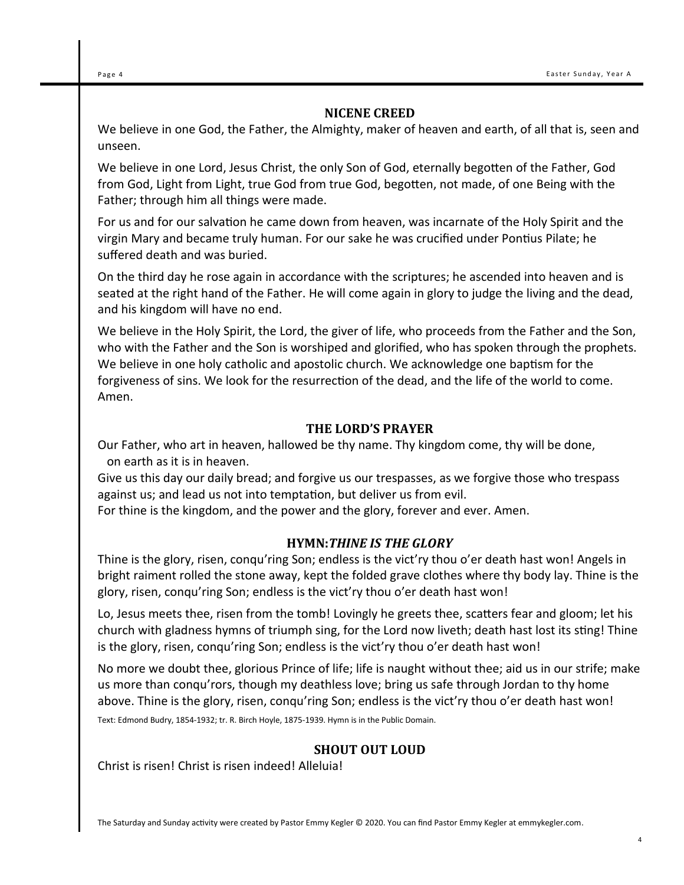## NICENE CREED

We believe in one God, the Father, the Almighty, maker of heaven and earth, of all that is, seen and unseen.

We believe in one Lord, Jesus Christ, the only Son of God, eternally begotten of the Father, God from God, Light from Light, true God from true God, begotten, not made, of one Being with the Father; through him all things were made.

For us and for our salvation he came down from heaven, was incarnate of the Holy Spirit and the virgin Mary and became truly human. For our sake he was crucified under Pontius Pilate; he suffered death and was buried.

On the third day he rose again in accordance with the scriptures; he ascended into heaven and is seated at the right hand of the Father. He will come again in glory to judge the living and the dead, and his kingdom will have no end.

We believe in the Holy Spirit, the Lord, the giver of life, who proceeds from the Father and the Son, who with the Father and the Son is worshiped and glorified, who has spoken through the prophets. We believe in one holy catholic and apostolic church. We acknowledge one baptism for the forgiveness of sins. We look for the resurrection of the dead, and the life of the world to come. Amen.

## THE LORD'S PRAYER

Our Father, who art in heaven, hallowed be thy name. Thy kingdom come, thy will be done, on earth as it is in heaven.
Give us this day our daily bread; and forgive us our trespasses, as we forgive those who trespass against us; and lead us not into temptation, but deliver us from evil.
For thine is the kingdom, and the power and the glory, forever and ever. Amen.

## HYMN: *THINE IS THE GLORY*

Thine is the glory, risen, conqu'ring Son; endless is the vict'ry thou o'er death hast won! Angels in bright raiment rolled the stone away, kept the folded grave clothes where thy body lay. Thine is the glory, risen, conqu'ring Son; endless is the vict'ry thou o'er death hast won!

Lo, Jesus meets thee, risen from the tomb! Lovingly he greets thee, scatters fear and gloom; let his church with gladness hymns of triumph sing, for the Lord now liveth; death hast lost its sting! Thine is the glory, risen, conqu'ring Son; endless is the vict'ry thou o'er death hast won!

No more we doubt thee, glorious Prince of life; life is naught without thee; aid us in our strife; make us more than conqu'rors, though my deathless love; bring us safe through Jordan to thy home above. Thine is the glory, risen, conqu'ring Son; endless is the vict'ry thou o'er death hast won!

Text: Edmond Budry, 1854-1932; tr. R. Birch Hoyle, 1875-1939. Hymn is in the Public Domain.

## SHOUT OUT LOUD

Christ is risen! Christ is risen indeed! Alleluia!

The Saturday and Sunday activity were created by Pastor Emmy Kegler © 2020. You can find Pastor Emmy Kegler at emmykegler.com.